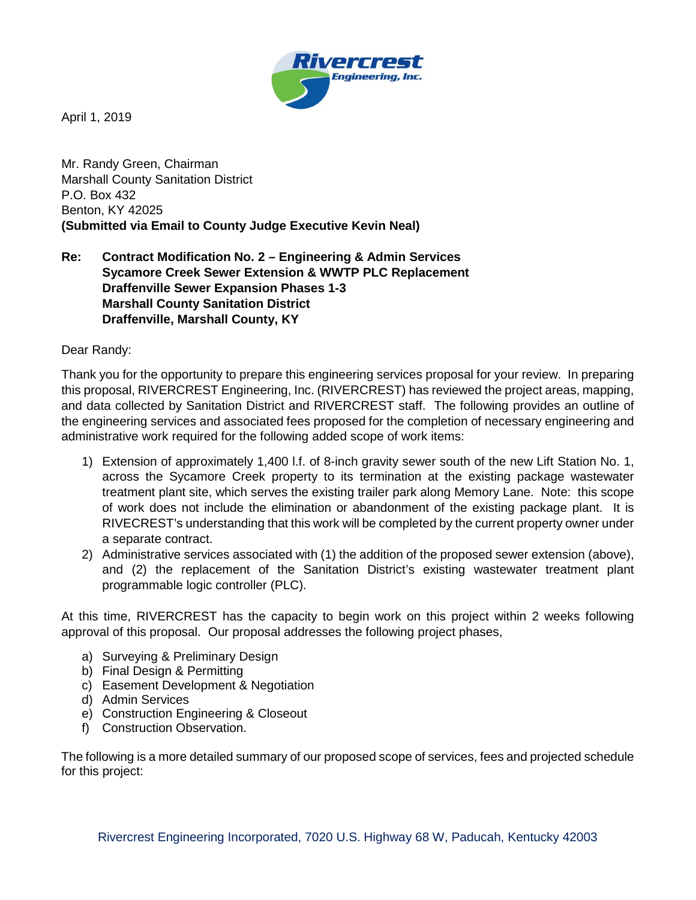**Rivercrest Engineering, Inc.**

April 1, 2019

Mr. Randy Green, Chairman
Marshall County Sanitation District
P.O. Box 432
Benton, KY 42025
**(Submitted via Email to County Judge Executive Kevin Neal)**

**Re: Contract Modification No. 2 – Engineering & Admin Services**
**Sycamore Creek Sewer Extension & WWTP PLC Replacement**
**Draffenville Sewer Expansion Phases 1-3**
**Marshall County Sanitation District**
**Draffenville, Marshall County, KY**

Dear Randy:

Thank you for the opportunity to prepare this engineering services proposal for your review. In preparing this proposal, RIVERCREST Engineering, Inc. (RIVERCREST) has reviewed the project areas, mapping, and data collected by Sanitation District and RIVERCREST staff. The following provides an outline of the engineering services and associated fees proposed for the completion of necessary engineering and administrative work required for the following added scope of work items:

1) Extension of approximately 1,400 l.f. of 8-inch gravity sewer south of the new Lift Station No. 1, across the Sycamore Creek property to its termination at the existing package wastewater treatment plant site, which serves the existing trailer park along Memory Lane. Note: this scope of work does not include the elimination or abandonment of the existing package plant. It is RIVECREST's understanding that this work will be completed by the current property owner under a separate contract.
2) Administrative services associated with (1) the addition of the proposed sewer extension (above), and (2) the replacement of the Sanitation District's existing wastewater treatment plant programmable logic controller (PLC).

At this time, RIVERCREST has the capacity to begin work on this project within 2 weeks following approval of this proposal. Our proposal addresses the following project phases,

a) Surveying & Preliminary Design
b) Final Design & Permitting
c) Easement Development & Negotiation
d) Admin Services
e) Construction Engineering & Closeout
f) Construction Observation.

The following is a more detailed summary of our proposed scope of services, fees and projected schedule for this project: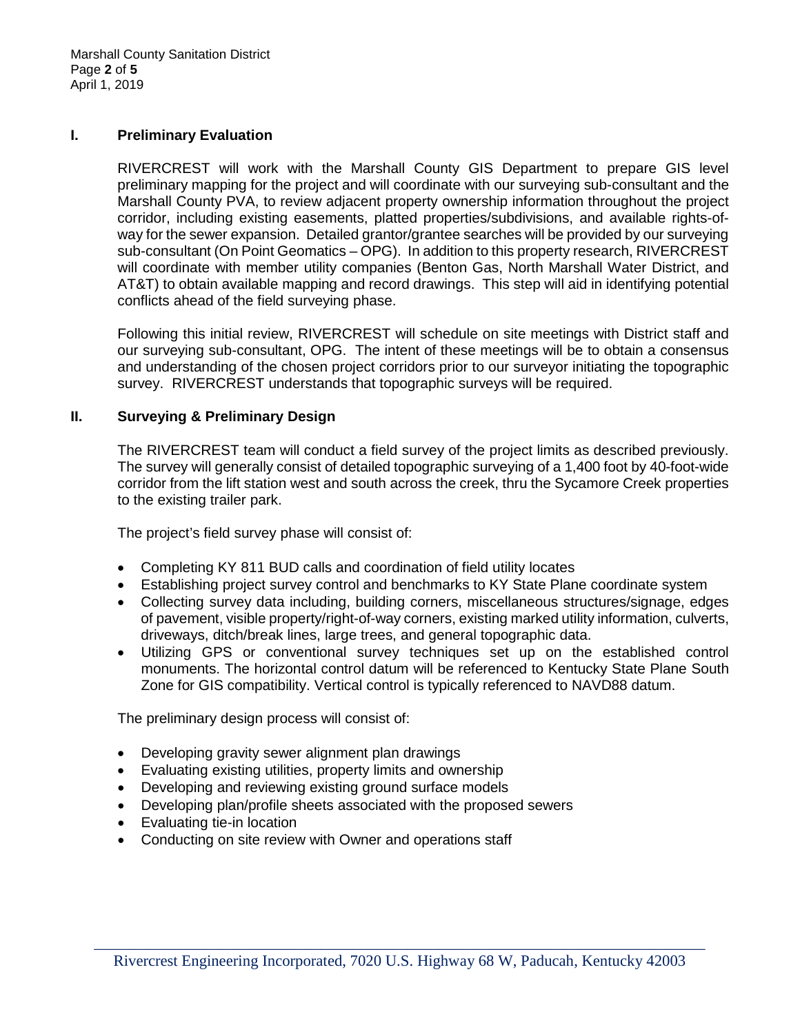## I. Preliminary Evaluation

RIVERCREST will work with the Marshall County GIS Department to prepare GIS level preliminary mapping for the project and will coordinate with our surveying sub-consultant and the Marshall County PVA, to review adjacent property ownership information throughout the project corridor, including existing easements, platted properties/subdivisions, and available rights-of-way for the sewer expansion. Detailed grantor/grantee searches will be provided by our surveying sub-consultant (On Point Geomatics – OPG). In addition to this property research, RIVERCREST will coordinate with member utility companies (Benton Gas, North Marshall Water District, and AT&T) to obtain available mapping and record drawings. This step will aid in identifying potential conflicts ahead of the field surveying phase.

Following this initial review, RIVERCREST will schedule on site meetings with District staff and our surveying sub-consultant, OPG. The intent of these meetings will be to obtain a consensus and understanding of the chosen project corridors prior to our surveyor initiating the topographic survey. RIVERCREST understands that topographic surveys will be required.

## II. Surveying & Preliminary Design

The RIVERCREST team will conduct a field survey of the project limits as described previously. The survey will generally consist of detailed topographic surveying of a 1,400 foot by 40-foot-wide corridor from the lift station west and south across the creek, thru the Sycamore Creek properties to the existing trailer park.

The project's field survey phase will consist of:

- Completing KY 811 BUD calls and coordination of field utility locates
- Establishing project survey control and benchmarks to KY State Plane coordinate system
- Collecting survey data including, building corners, miscellaneous structures/signage, edges of pavement, visible property/right-of-way corners, existing marked utility information, culverts, driveways, ditch/break lines, large trees, and general topographic data.
- Utilizing GPS or conventional survey techniques set up on the established control monuments. The horizontal control datum will be referenced to Kentucky State Plane South Zone for GIS compatibility. Vertical control is typically referenced to NAVD88 datum.

The preliminary design process will consist of:

- Developing gravity sewer alignment plan drawings
- Evaluating existing utilities, property limits and ownership
- Developing and reviewing existing ground surface models
- Developing plan/profile sheets associated with the proposed sewers
- Evaluating tie-in location
- Conducting on site review with Owner and operations staff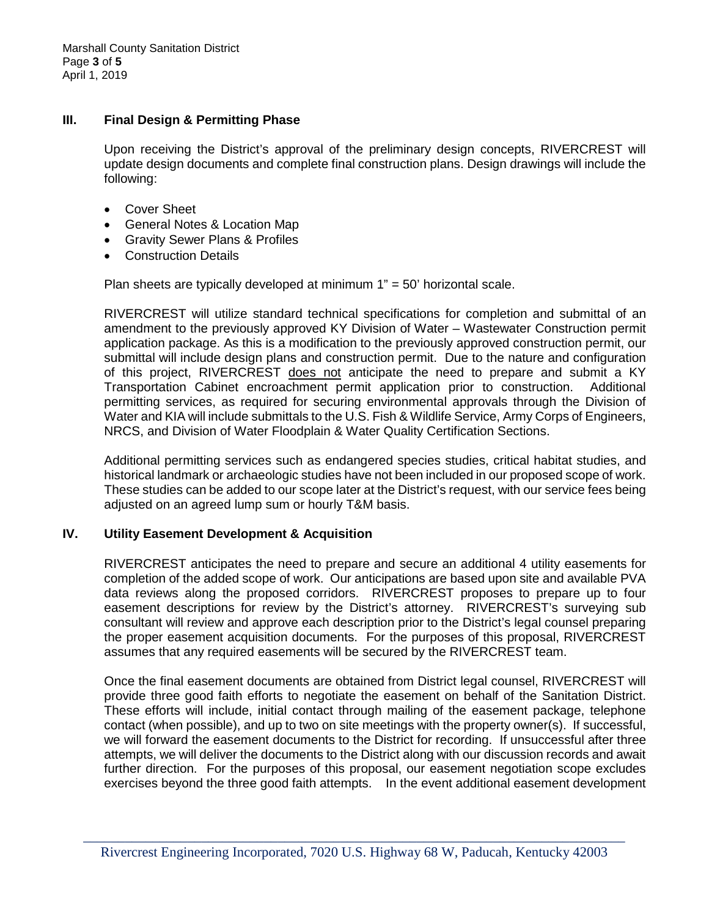## III. Final Design & Permitting Phase

Upon receiving the District's approval of the preliminary design concepts, RIVERCREST will update design documents and complete final construction plans. Design drawings will include the following:

- Cover Sheet
- General Notes & Location Map
- Gravity Sewer Plans & Profiles
- Construction Details

Plan sheets are typically developed at minimum 1" = 50' horizontal scale.

RIVERCREST will utilize standard technical specifications for completion and submittal of an amendment to the previously approved KY Division of Water – Wastewater Construction permit application package. As this is a modification to the previously approved construction permit, our submittal will include design plans and construction permit. Due to the nature and configuration of this project, RIVERCREST does not anticipate the need to prepare and submit a KY Transportation Cabinet encroachment permit application prior to construction. Additional permitting services, as required for securing environmental approvals through the Division of Water and KIA will include submittals to the U.S. Fish & Wildlife Service, Army Corps of Engineers, NRCS, and Division of Water Floodplain & Water Quality Certification Sections.

Additional permitting services such as endangered species studies, critical habitat studies, and historical landmark or archaeologic studies have not been included in our proposed scope of work. These studies can be added to our scope later at the District's request, with our service fees being adjusted on an agreed lump sum or hourly T&M basis.

## IV. Utility Easement Development & Acquisition

RIVERCREST anticipates the need to prepare and secure an additional 4 utility easements for completion of the added scope of work. Our anticipations are based upon site and available PVA data reviews along the proposed corridors. RIVERCREST proposes to prepare up to four easement descriptions for review by the District's attorney. RIVERCREST's surveying sub consultant will review and approve each description prior to the District's legal counsel preparing the proper easement acquisition documents. For the purposes of this proposal, RIVERCREST assumes that any required easements will be secured by the RIVERCREST team.

Once the final easement documents are obtained from District legal counsel, RIVERCREST will provide three good faith efforts to negotiate the easement on behalf of the Sanitation District. These efforts will include, initial contact through mailing of the easement package, telephone contact (when possible), and up to two on site meetings with the property owner(s). If successful, we will forward the easement documents to the District for recording. If unsuccessful after three attempts, we will deliver the documents to the District along with our discussion records and await further direction. For the purposes of this proposal, our easement negotiation scope excludes exercises beyond the three good faith attempts. In the event additional easement development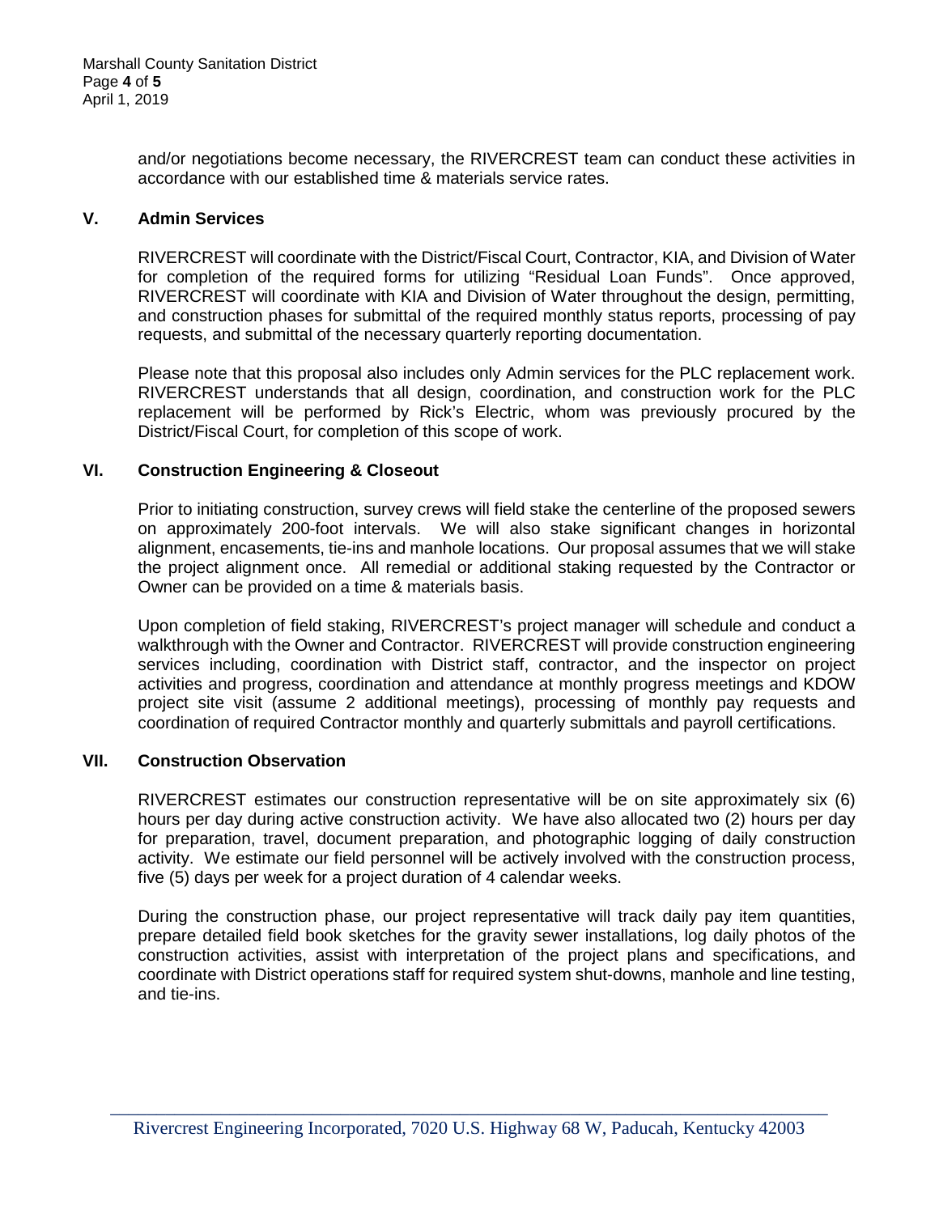and/or negotiations become necessary, the RIVERCREST team can conduct these activities in accordance with our established time & materials service rates.

## V. Admin Services

RIVERCREST will coordinate with the District/Fiscal Court, Contractor, KIA, and Division of Water for completion of the required forms for utilizing "Residual Loan Funds". Once approved, RIVERCREST will coordinate with KIA and Division of Water throughout the design, permitting, and construction phases for submittal of the required monthly status reports, processing of pay requests, and submittal of the necessary quarterly reporting documentation.

Please note that this proposal also includes only Admin services for the PLC replacement work. RIVERCREST understands that all design, coordination, and construction work for the PLC replacement will be performed by Rick's Electric, whom was previously procured by the District/Fiscal Court, for completion of this scope of work.

## VI. Construction Engineering & Closeout

Prior to initiating construction, survey crews will field stake the centerline of the proposed sewers on approximately 200-foot intervals. We will also stake significant changes in horizontal alignment, encasements, tie-ins and manhole locations. Our proposal assumes that we will stake the project alignment once. All remedial or additional staking requested by the Contractor or Owner can be provided on a time & materials basis.

Upon completion of field staking, RIVERCREST's project manager will schedule and conduct a walkthrough with the Owner and Contractor. RIVERCREST will provide construction engineering services including, coordination with District staff, contractor, and the inspector on project activities and progress, coordination and attendance at monthly progress meetings and KDOW project site visit (assume 2 additional meetings), processing of monthly pay requests and coordination of required Contractor monthly and quarterly submittals and payroll certifications.

## VII. Construction Observation

RIVERCREST estimates our construction representative will be on site approximately six (6) hours per day during active construction activity. We have also allocated two (2) hours per day for preparation, travel, document preparation, and photographic logging of daily construction activity. We estimate our field personnel will be actively involved with the construction process, five (5) days per week for a project duration of 4 calendar weeks.

During the construction phase, our project representative will track daily pay item quantities, prepare detailed field book sketches for the gravity sewer installations, log daily photos of the construction activities, assist with interpretation of the project plans and specifications, and coordinate with District operations staff for required system shut-downs, manhole and line testing, and tie-ins.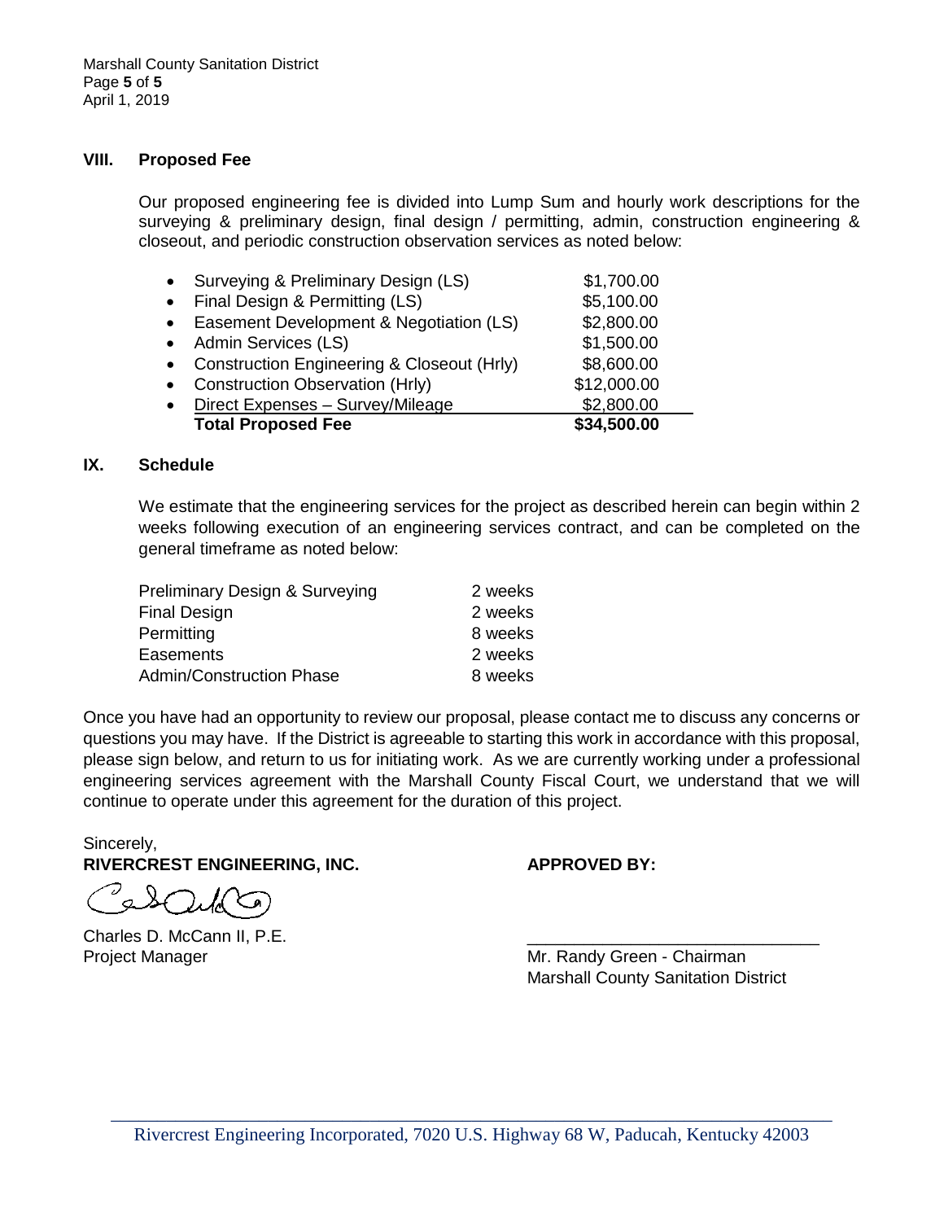## VIII. Proposed Fee

Our proposed engineering fee is divided into Lump Sum and hourly work descriptions for the surveying & preliminary design, final design / permitting, admin, construction engineering & closeout, and periodic construction observation services as noted below:

| | |
|---|---|
| • Surveying & Preliminary Design (LS) | $1,700.00 |
| • Final Design & Permitting (LS) | $5,100.00 |
| • Easement Development & Negotiation (LS) | $2,800.00 |
| • Admin Services (LS) | $1,500.00 |
| • Construction Engineering & Closeout (Hrly) | $8,600.00 |
| • Construction Observation (Hrly) | $12,000.00 |
| • Direct Expenses – Survey/Mileage | $2,800.00 |
| **Total Proposed Fee** | **$34,500.00** |

## IX. Schedule

We estimate that the engineering services for the project as described herein can begin within 2 weeks following execution of an engineering services contract, and can be completed on the general timeframe as noted below:

| | |
|---|---|
| Preliminary Design & Surveying | 2 weeks |
| Final Design | 2 weeks |
| Permitting | 8 weeks |
| Easements | 2 weeks |
| Admin/Construction Phase | 8 weeks |

Once you have had an opportunity to review our proposal, please contact me to discuss any concerns or questions you may have. If the District is agreeable to starting this work in accordance with this proposal, please sign below, and return to us for initiating work. As we are currently working under a professional engineering services agreement with the Marshall County Fiscal Court, we understand that we will continue to operate under this agreement for the duration of this project.

Sincerely,
**RIVERCREST ENGINEERING, INC.**

Charles D. McCann II, P.E.
Project Manager

**APPROVED BY:**

______________________________
Mr. Randy Green - Chairman
Marshall County Sanitation District